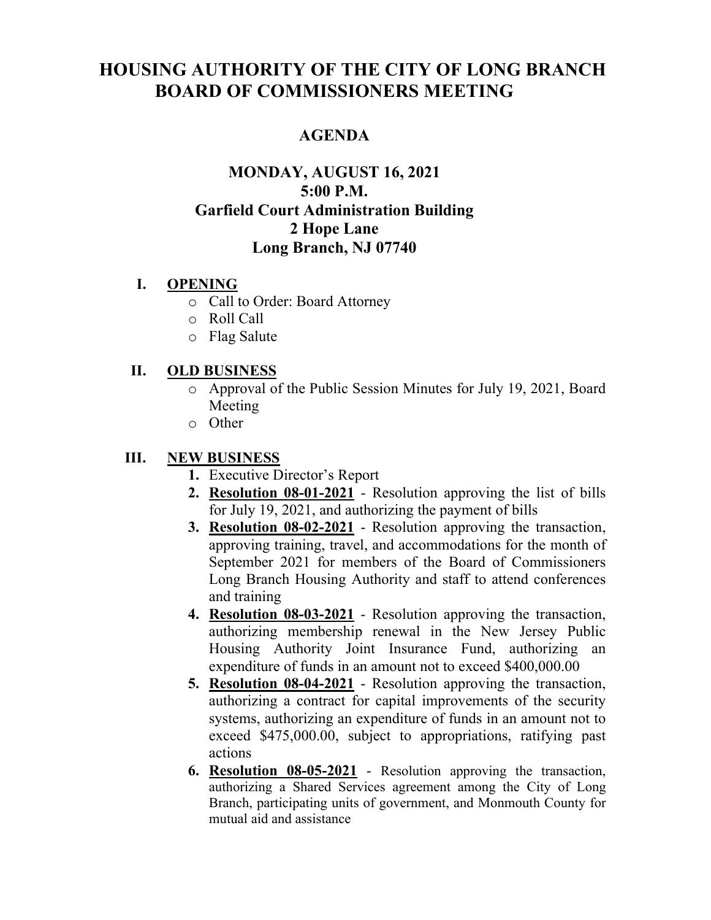# HOUSING AUTHORITY OF THE CITY OF LONG BRANCH BOARD OF COMMISSIONERS MEETING

## AGENDA

### MONDAY, AUGUST 16, 2021
### 5:00 P.M.
### Garfield Court Administration Building
### 2 Hope Lane
### Long Branch, NJ 07740

## I. OPENING

- Call to Order: Board Attorney
- Roll Call
- Flag Salute

## II. OLD BUSINESS

- Approval of the Public Session Minutes for July 19, 2021, Board Meeting
- Other

## III. NEW BUSINESS

1. Executive Director's Report
2. **Resolution 08-01-2021** - Resolution approving the list of bills for July 19, 2021, and authorizing the payment of bills
3. **Resolution 08-02-2021** - Resolution approving the transaction, approving training, travel, and accommodations for the month of September 2021 for members of the Board of Commissioners Long Branch Housing Authority and staff to attend conferences and training
4. **Resolution 08-03-2021** - Resolution approving the transaction, authorizing membership renewal in the New Jersey Public Housing Authority Joint Insurance Fund, authorizing an expenditure of funds in an amount not to exceed $400,000.00
5. **Resolution 08-04-2021** - Resolution approving the transaction, authorizing a contract for capital improvements of the security systems, authorizing an expenditure of funds in an amount not to exceed $475,000.00, subject to appropriations, ratifying past actions
6. **Resolution 08-05-2021** - Resolution approving the transaction, authorizing a Shared Services agreement among the City of Long Branch, participating units of government, and Monmouth County for mutual aid and assistance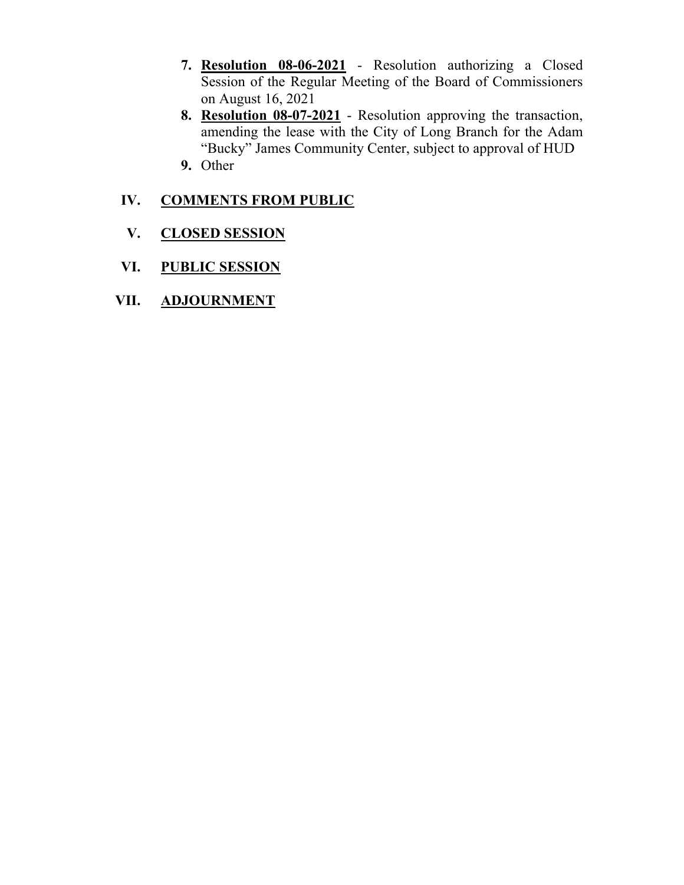7. **Resolution 08-06-2021** - Resolution authorizing a Closed Session of the Regular Meeting of the Board of Commissioners on August 16, 2021
8. **Resolution 08-07-2021** - Resolution approving the transaction, amending the lease with the City of Long Branch for the Adam "Bucky" James Community Center, subject to approval of HUD
9. Other

## IV. COMMENTS FROM PUBLIC

## V. CLOSED SESSION

## VI. PUBLIC SESSION

## VII. ADJOURNMENT